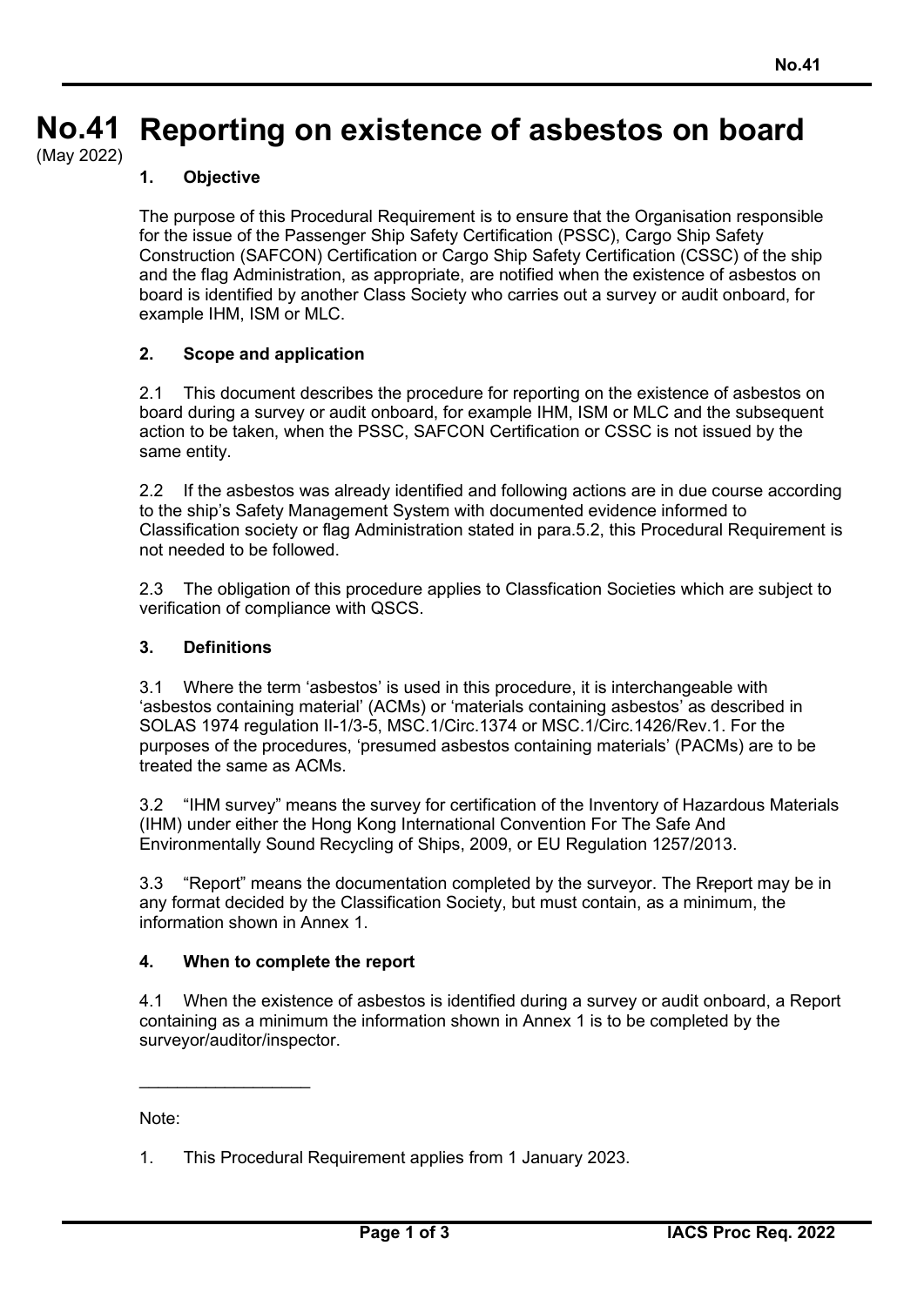# No.41 Reporting on existence of asbestos on board

(May 2022)

## 1. Objective

The purpose of this Procedural Requirement is to ensure that the Organisation responsible for the issue of the Passenger Ship Safety Certification (PSSC), Cargo Ship Safety Construction (SAFCON) Certification or Cargo Ship Safety Certification (CSSC) of the ship and the flag Administration, as appropriate, are notified when the existence of asbestos on board is identified by another Class Society who carries out a survey or audit onboard, for example IHM, ISM or MLC.

## 2. Scope and application

2.1 This document describes the procedure for reporting on the existence of asbestos on board during a survey or audit onboard, for example IHM, ISM or MLC and the subsequent action to be taken, when the PSSC, SAFCON Certification or CSSC is not issued by the same entity.

2.2 If the asbestos was already identified and following actions are in due course according to the ship's Safety Management System with documented evidence informed to Classification society or flag Administration stated in para.5.2, this Procedural Requirement is not needed to be followed.

2.3 The obligation of this procedure applies to Classfication Societies which are subject to verification of compliance with QSCS.

## 3. Definitions

3.1 Where the term 'asbestos' is used in this procedure, it is interchangeable with 'asbestos containing material' (ACMs) or 'materials containing asbestos' as described in SOLAS 1974 regulation II-1/3-5, MSC.1/Circ.1374 or MSC.1/Circ.1426/Rev.1. For the purposes of the procedures, 'presumed asbestos containing materials' (PACMs) are to be treated the same as ACMs.

3.2 "IHM survey" means the survey for certification of the Inventory of Hazardous Materials (IHM) under either the Hong Kong International Convention For The Safe And Environmentally Sound Recycling of Ships, 2009, or EU Regulation 1257/2013.

3.3 "Report" means the documentation completed by the surveyor. The Rreport may be in any format decided by the Classification Society, but must contain, as a minimum, the information shown in Annex 1.

## 4. When to complete the report

4.1 When the existence of asbestos is identified during a survey or audit onboard, a Report containing as a minimum the information shown in Annex 1 is to be completed by the surveyor/auditor/inspector.

---

Note:

1. This Procedural Requirement applies from 1 January 2023.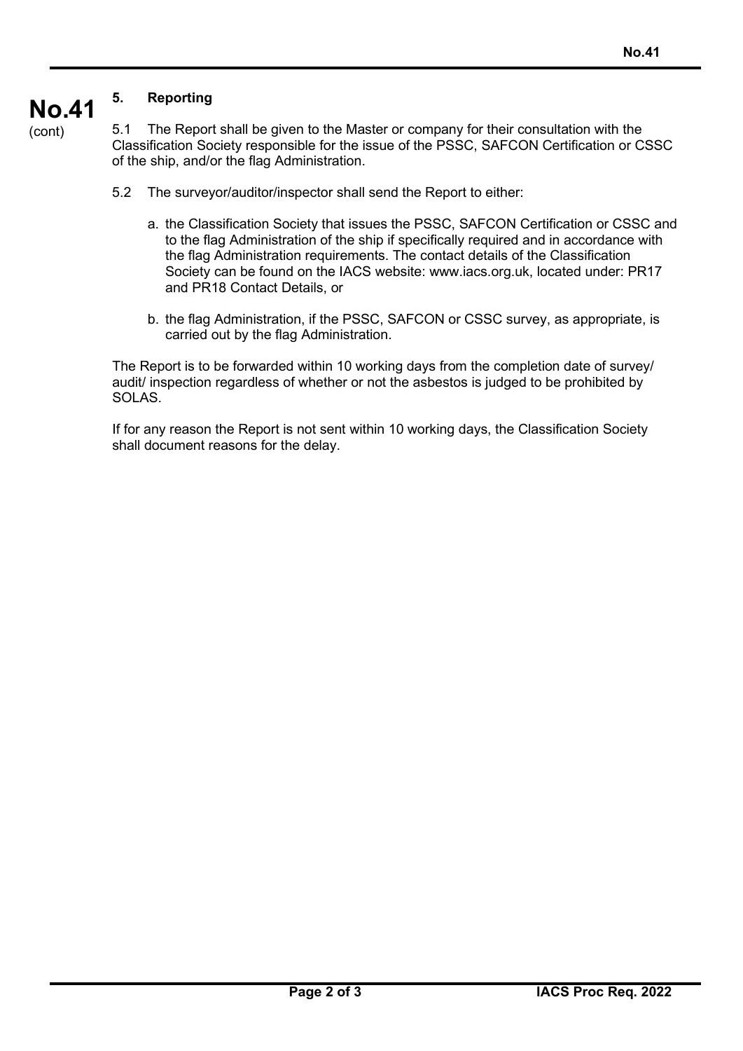## 5. Reporting

5.1 The Report shall be given to the Master or company for their consultation with the Classification Society responsible for the issue of the PSSC, SAFCON Certification or CSSC of the ship, and/or the flag Administration.

5.2 The surveyor/auditor/inspector shall send the Report to either:

a. the Classification Society that issues the PSSC, SAFCON Certification or CSSC and to the flag Administration of the ship if specifically required and in accordance with the flag Administration requirements. The contact details of the Classification Society can be found on the IACS website: www.iacs.org.uk, located under: PR17 and PR18 Contact Details, or

b. the flag Administration, if the PSSC, SAFCON or CSSC survey, as appropriate, is carried out by the flag Administration.

The Report is to be forwarded within 10 working days from the completion date of survey/ audit/ inspection regardless of whether or not the asbestos is judged to be prohibited by SOLAS.

If for any reason the Report is not sent within 10 working days, the Classification Society shall document reasons for the delay.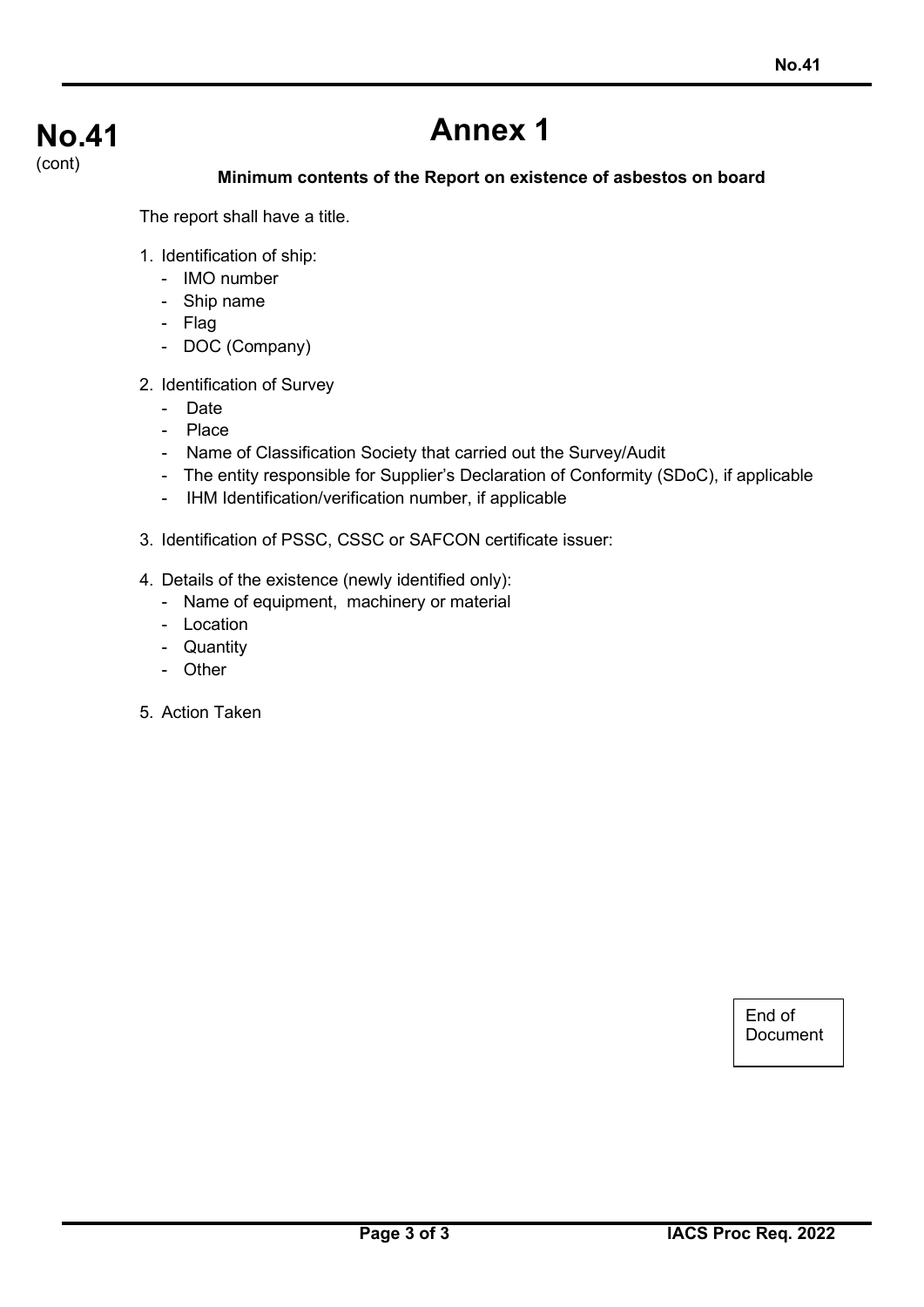# Annex 1

**Minimum contents of the Report on existence of asbestos on board**

The report shall have a title.

1. Identification of ship:
   - IMO number
   - Ship name
   - Flag
   - DOC (Company)

2. Identification of Survey
   - Date
   - Place
   - Name of Classification Society that carried out the Survey/Audit
   - The entity responsible for Supplier's Declaration of Conformity (SDoC), if applicable
   - IHM Identification/verification number, if applicable

3. Identification of PSSC, CSSC or SAFCON certificate issuer:

4. Details of the existence (newly identified only):
   - Name of equipment, machinery or material
   - Location
   - Quantity
   - Other

5. Action Taken

End of Document